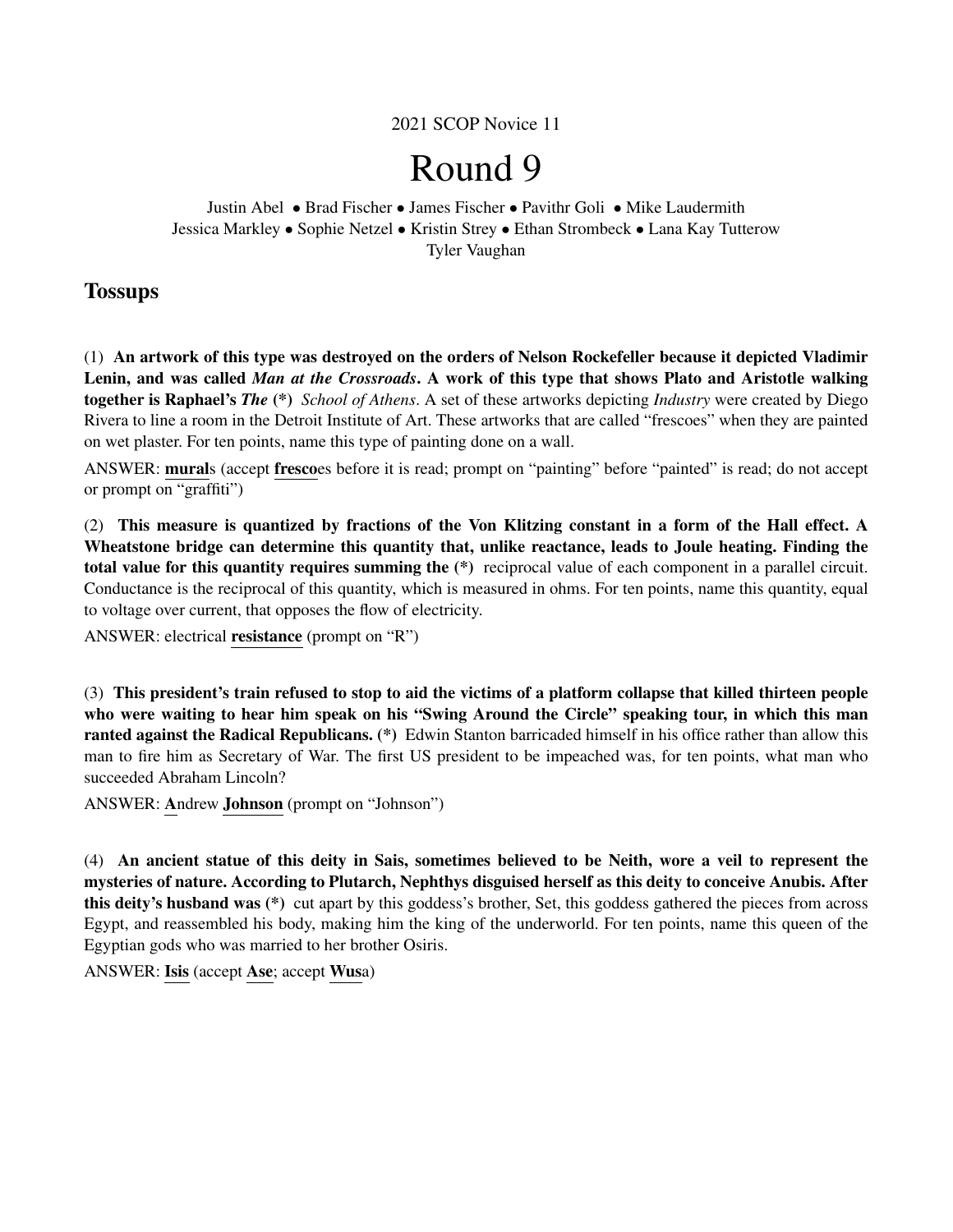2021 SCOP Novice 11

# Round 9

Justin Abel • Brad Fischer • James Fischer • Pavithr Goli • Mike Laudermith
Jessica Markley • Sophie Netzel • Kristin Strey • Ethan Strombeck • Lana Kay Tutterow
Tyler Vaughan

## Tossups

(1) **An artwork of this type was destroyed on the orders of Nelson Rockefeller because it depicted Vladimir Lenin, and was called *Man at the Crossroads*. A work of this type that shows Plato and Aristotle walking together is Raphael's *The* (*)** *School of Athens*. A set of these artworks depicting *Industry* were created by Diego Rivera to line a room in the Detroit Institute of Art. These artworks that are called "frescoes" when they are painted on wet plaster. For ten points, name this type of painting done on a wall.

ANSWER: **mural**s (accept **fresco**es before it is read; prompt on "painting" before "painted" is read; do not accept or prompt on "graffiti")

(2) **This measure is quantized by fractions of the Von Klitzing constant in a form of the Hall effect. A Wheatstone bridge can determine this quantity that, unlike reactance, leads to Joule heating. Finding the total value for this quantity requires summing the (*)** reciprocal value of each component in a parallel circuit. Conductance is the reciprocal of this quantity, which is measured in ohms. For ten points, name this quantity, equal to voltage over current, that opposes the flow of electricity.

ANSWER: electrical **resistance** (prompt on "R")

(3) **This president's train refused to stop to aid the victims of a platform collapse that killed thirteen people who were waiting to hear him speak on his "Swing Around the Circle" speaking tour, in which this man ranted against the Radical Republicans. (*)** Edwin Stanton barricaded himself in his office rather than allow this man to fire him as Secretary of War. The first US president to be impeached was, for ten points, what man who succeeded Abraham Lincoln?

ANSWER: **A**ndrew **Johnson** (prompt on "Johnson")

(4) **An ancient statue of this deity in Sais, sometimes believed to be Neith, wore a veil to represent the mysteries of nature. According to Plutarch, Nephthys disguised herself as this deity to conceive Anubis. After this deity's husband was (*)** cut apart by this goddess's brother, Set, this goddess gathered the pieces from across Egypt, and reassembled his body, making him the king of the underworld. For ten points, name this queen of the Egyptian gods who was married to her brother Osiris.

ANSWER: **Isis** (accept **Ase**; accept **Wus**a)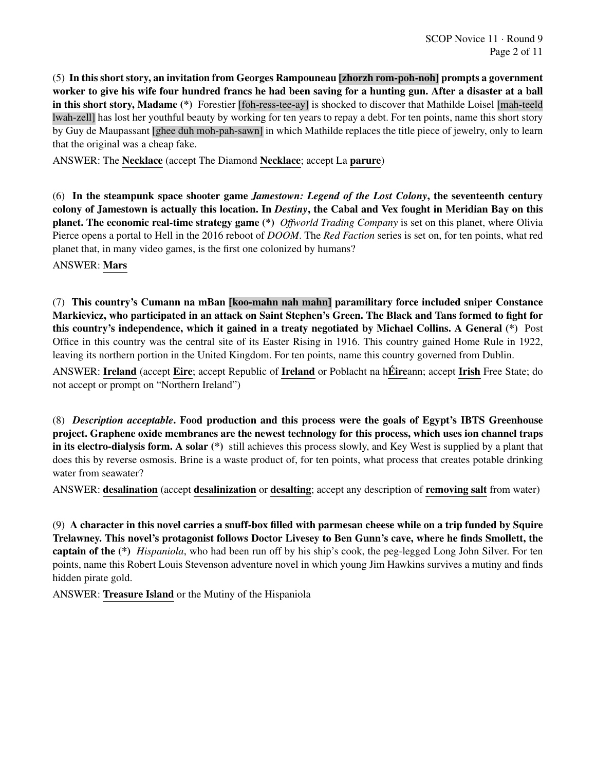(5) **In this short story, an invitation from Georges Rampouneau [zhorzh rom-poh-noh] prompts a government worker to give his wife four hundred francs he had been saving for a hunting gun. After a disaster at a ball in this short story, Madame (*)** Forestier [foh-ress-tee-ay] is shocked to discover that Mathilde Loisel [mah-teeld lwah-zell] has lost her youthful beauty by working for ten years to repay a debt. For ten points, name this short story by Guy de Maupassant [ghee duh moh-pah-sawn] in which Mathilde replaces the title piece of jewelry, only to learn that the original was a cheap fake.

ANSWER: The **Necklace** (accept The Diamond **Necklace**; accept La **parure**)

(6) **In the steampunk space shooter game *Jamestown: Legend of the Lost Colony*, the seventeenth century colony of Jamestown is actually this location. In *Destiny*, the Cabal and Vex fought in Meridian Bay on this planet. The economic real-time strategy game (*)** *Offworld Trading Company* is set on this planet, where Olivia Pierce opens a portal to Hell in the 2016 reboot of *DOOM*. The *Red Faction* series is set on, for ten points, what red planet that, in many video games, is the first one colonized by humans?

ANSWER: **Mars**

(7) **This country's Cumann na mBan [koo-mahn nah mahn] paramilitary force included sniper Constance Markievicz, who participated in an attack on Saint Stephen's Green. The Black and Tans formed to fight for this country's independence, which it gained in a treaty negotiated by Michael Collins. A General (*)** Post Office in this country was the central site of its Easter Rising in 1916. This country gained Home Rule in 1922, leaving its northern portion in the United Kingdom. For ten points, name this country governed from Dublin.

ANSWER: **Ireland** (accept **Eire**; accept Republic of **Ireland** or Poblacht na h**Éire**ann; accept **Irish** Free State; do not accept or prompt on "Northern Ireland")

(8) ***Description acceptable*. Food production and this process were the goals of Egypt's IBTS Greenhouse project. Graphene oxide membranes are the newest technology for this process, which uses ion channel traps in its electro-dialysis form. A solar (*)** still achieves this process slowly, and Key West is supplied by a plant that does this by reverse osmosis. Brine is a waste product of, for ten points, what process that creates potable drinking water from seawater?

ANSWER: **desalination** (accept **desalinization** or **desalting**; accept any description of **removing salt** from water)

(9) **A character in this novel carries a snuff-box filled with parmesan cheese while on a trip funded by Squire Trelawney. This novel's protagonist follows Doctor Livesey to Ben Gunn's cave, where he finds Smollett, the captain of the (*)** *Hispaniola*, who had been run off by his ship's cook, the peg-legged Long John Silver. For ten points, name this Robert Louis Stevenson adventure novel in which young Jim Hawkins survives a mutiny and finds hidden pirate gold.

ANSWER: **Treasure Island** or the Mutiny of the Hispaniola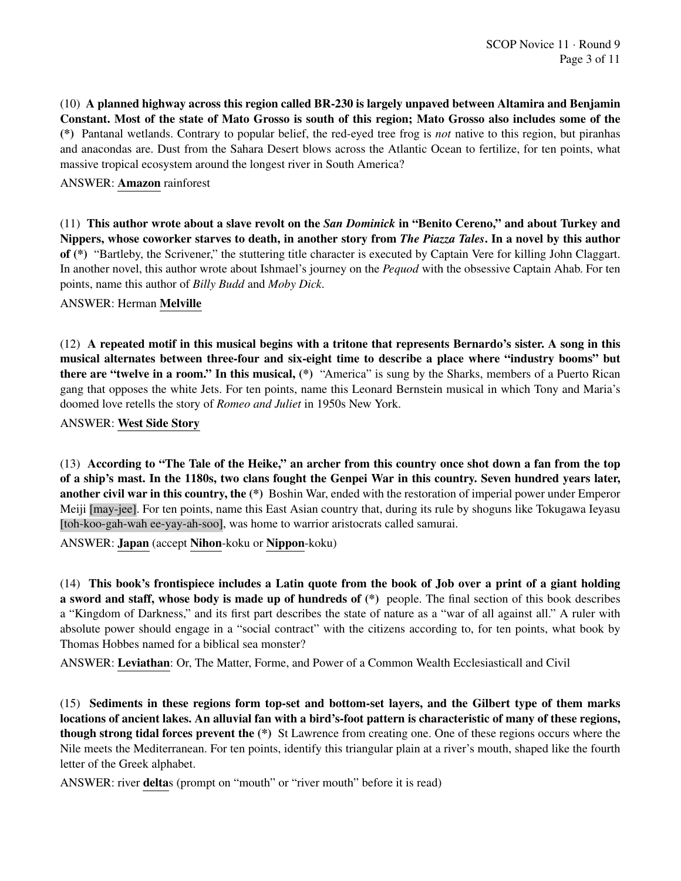(10) **A planned highway across this region called BR-230 is largely unpaved between Altamira and Benjamin Constant. Most of the state of Mato Grosso is south of this region; Mato Grosso also includes some of the (*)** Pantanal wetlands. Contrary to popular belief, the red-eyed tree frog is *not* native to this region, but piranhas and anacondas are. Dust from the Sahara Desert blows across the Atlantic Ocean to fertilize, for ten points, what massive tropical ecosystem around the longest river in South America?

ANSWER: **Amazon** rainforest

(11) **This author wrote about a slave revolt on the *San Dominick* in "Benito Cereno," and about Turkey and Nippers, whose coworker starves to death, in another story from *The Piazza Tales*. In a novel by this author of (*)** "Bartleby, the Scrivener," the stuttering title character is executed by Captain Vere for killing John Claggart. In another novel, this author wrote about Ishmael's journey on the *Pequod* with the obsessive Captain Ahab. For ten points, name this author of *Billy Budd* and *Moby Dick*.

ANSWER: Herman **Melville**

(12) **A repeated motif in this musical begins with a tritone that represents Bernardo's sister. A song in this musical alternates between three-four and six-eight time to describe a place where "industry booms" but there are "twelve in a room." In this musical, (*)** "America" is sung by the Sharks, members of a Puerto Rican gang that opposes the white Jets. For ten points, name this Leonard Bernstein musical in which Tony and Maria's doomed love retells the story of *Romeo and Juliet* in 1950s New York.

ANSWER: **West Side Story**

(13) **According to "The Tale of the Heike," an archer from this country once shot down a fan from the top of a ship's mast. In the 1180s, two clans fought the Genpei War in this country. Seven hundred years later, another civil war in this country, the (*)** Boshin War, ended with the restoration of imperial power under Emperor Meiji [may-jee]. For ten points, name this East Asian country that, during its rule by shoguns like Tokugawa Ieyasu [toh-koo-gah-wah ee-yay-ah-soo], was home to warrior aristocrats called samurai.

ANSWER: **Japan** (accept **Nihon**-koku or **Nippon**-koku)

(14) **This book's frontispiece includes a Latin quote from the book of Job over a print of a giant holding a sword and staff, whose body is made up of hundreds of (*)** people. The final section of this book describes a "Kingdom of Darkness," and its first part describes the state of nature as a "war of all against all." A ruler with absolute power should engage in a "social contract" with the citizens according to, for ten points, what book by Thomas Hobbes named for a biblical sea monster?

ANSWER: **Leviathan**: Or, The Matter, Forme, and Power of a Common Wealth Ecclesiasticall and Civil

(15) **Sediments in these regions form top-set and bottom-set layers, and the Gilbert type of them marks locations of ancient lakes. An alluvial fan with a bird's-foot pattern is characteristic of many of these regions, though strong tidal forces prevent the (*)** St Lawrence from creating one. One of these regions occurs where the Nile meets the Mediterranean. For ten points, identify this triangular plain at a river's mouth, shaped like the fourth letter of the Greek alphabet.

ANSWER: river **delta**s (prompt on "mouth" or "river mouth" before it is read)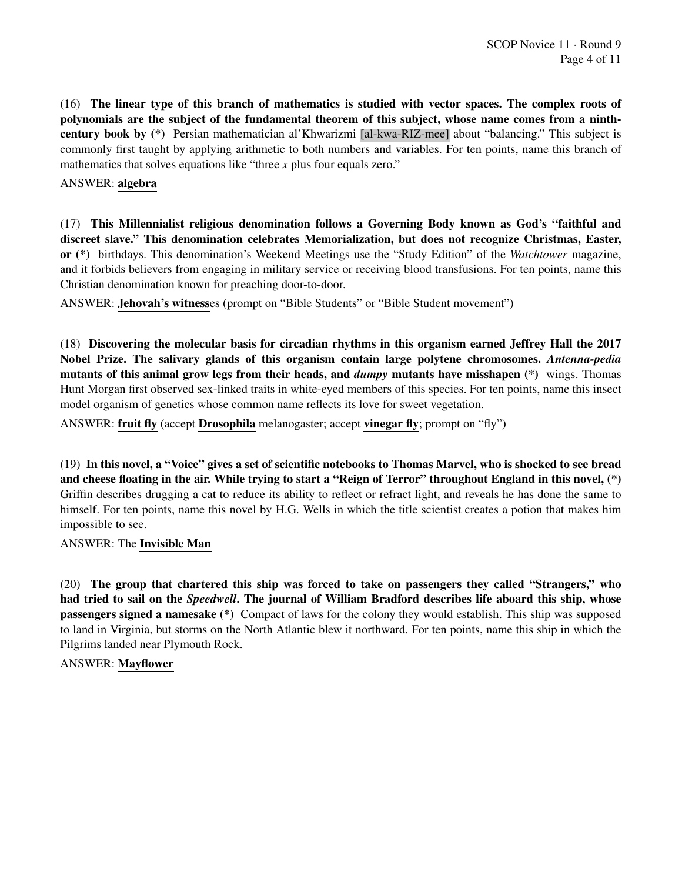(16) **The linear type of this branch of mathematics is studied with vector spaces. The complex roots of polynomials are the subject of the fundamental theorem of this subject, whose name comes from a ninth-century book by (*)** Persian mathematician al'Khwarizmi [al-kwa-RIZ-mee] about "balancing." This subject is commonly first taught by applying arithmetic to both numbers and variables. For ten points, name this branch of mathematics that solves equations like "three *x* plus four equals zero."

ANSWER: **algebra**

(17) **This Millennialist religious denomination follows a Governing Body known as God's "faithful and discreet slave." This denomination celebrates Memorialization, but does not recognize Christmas, Easter, or (*)** birthdays. This denomination's Weekend Meetings use the "Study Edition" of the *Watchtower* magazine, and it forbids believers from engaging in military service or receiving blood transfusions. For ten points, name this Christian denomination known for preaching door-to-door.

ANSWER: **Jehovah's witness**es (prompt on "Bible Students" or "Bible Student movement")

(18) **Discovering the molecular basis for circadian rhythms in this organism earned Jeffrey Hall the 2017 Nobel Prize. The salivary glands of this organism contain large polytene chromosomes. *Antenna-pedia* mutants of this animal grow legs from their heads, and *dumpy* mutants have misshapen (*)** wings. Thomas Hunt Morgan first observed sex-linked traits in white-eyed members of this species. For ten points, name this insect model organism of genetics whose common name reflects its love for sweet vegetation.

ANSWER: **fruit fly** (accept **Drosophila** melanogaster; accept **vinegar fly**; prompt on "fly")

(19) **In this novel, a "Voice" gives a set of scientific notebooks to Thomas Marvel, who is shocked to see bread and cheese floating in the air. While trying to start a "Reign of Terror" throughout England in this novel, (*)** Griffin describes drugging a cat to reduce its ability to reflect or refract light, and reveals he has done the same to himself. For ten points, name this novel by H.G. Wells in which the title scientist creates a potion that makes him impossible to see.

ANSWER: The **Invisible Man**

(20) **The group that chartered this ship was forced to take on passengers they called "Strangers," who had tried to sail on the *Speedwell*. The journal of William Bradford describes life aboard this ship, whose passengers signed a namesake (*)** Compact of laws for the colony they would establish. This ship was supposed to land in Virginia, but storms on the North Atlantic blew it northward. For ten points, name this ship in which the Pilgrims landed near Plymouth Rock.

ANSWER: **Mayflower**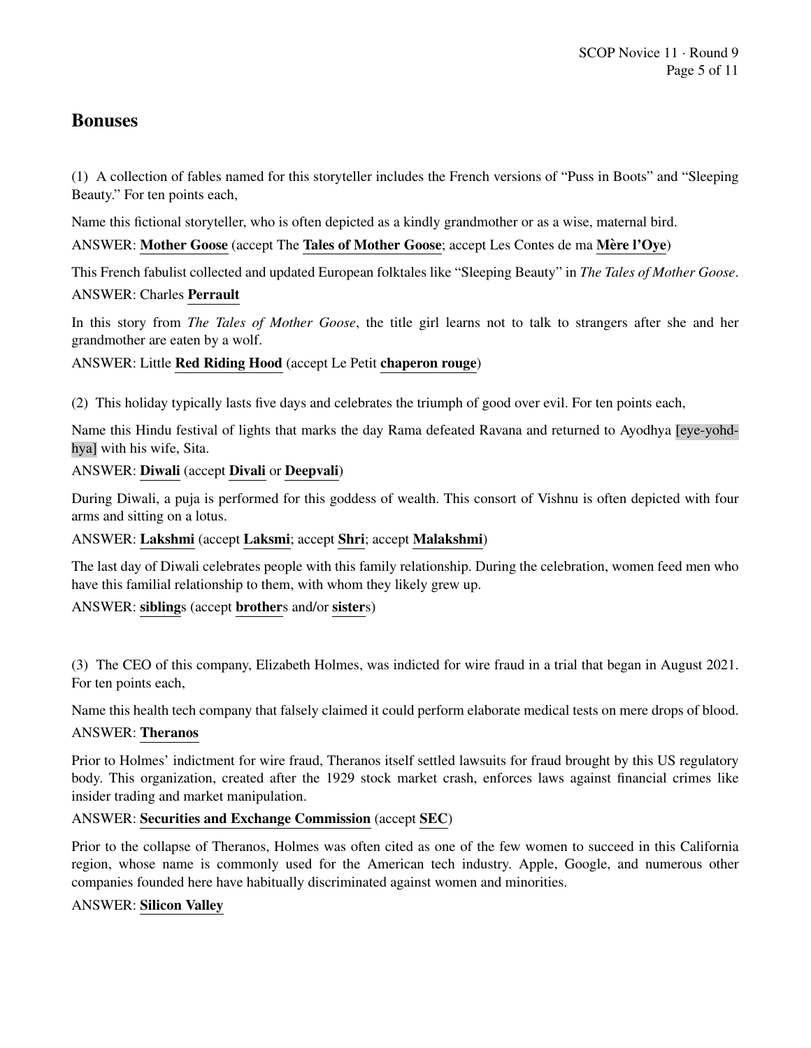## Bonuses

(1) A collection of fables named for this storyteller includes the French versions of "Puss in Boots" and "Sleeping Beauty." For ten points each,

Name this fictional storyteller, who is often depicted as a kindly grandmother or as a wise, maternal bird.

ANSWER: **Mother Goose** (accept The **Tales of Mother Goose**; accept Les Contes de ma **Mère l'Oye**)

This French fabulist collected and updated European folktales like "Sleeping Beauty" in *The Tales of Mother Goose*.

ANSWER: Charles **Perrault**

In this story from *The Tales of Mother Goose*, the title girl learns not to talk to strangers after she and her grandmother are eaten by a wolf.

ANSWER: Little **Red Riding Hood** (accept Le Petit **chaperon rouge**)

(2) This holiday typically lasts five days and celebrates the triumph of good over evil. For ten points each,

Name this Hindu festival of lights that marks the day Rama defeated Ravana and returned to Ayodhya [eye-yohd-hya] with his wife, Sita.

ANSWER: **Diwali** (accept **Divali** or **Deepvali**)

During Diwali, a puja is performed for this goddess of wealth. This consort of Vishnu is often depicted with four arms and sitting on a lotus.

ANSWER: **Lakshmi** (accept **Laksmi**; accept **Shri**; accept **Malakshmi**)

The last day of Diwali celebrates people with this family relationship. During the celebration, women feed men who have this familial relationship to them, with whom they likely grew up.

ANSWER: **sibling**s (accept **brother**s and/or **sister**s)

(3) The CEO of this company, Elizabeth Holmes, was indicted for wire fraud in a trial that began in August 2021. For ten points each,

Name this health tech company that falsely claimed it could perform elaborate medical tests on mere drops of blood.

ANSWER: **Theranos**

Prior to Holmes' indictment for wire fraud, Theranos itself settled lawsuits for fraud brought by this US regulatory body. This organization, created after the 1929 stock market crash, enforces laws against financial crimes like insider trading and market manipulation.

ANSWER: **Securities and Exchange Commission** (accept **SEC**)

Prior to the collapse of Theranos, Holmes was often cited as one of the few women to succeed in this California region, whose name is commonly used for the American tech industry. Apple, Google, and numerous other companies founded here have habitually discriminated against women and minorities.

ANSWER: **Silicon Valley**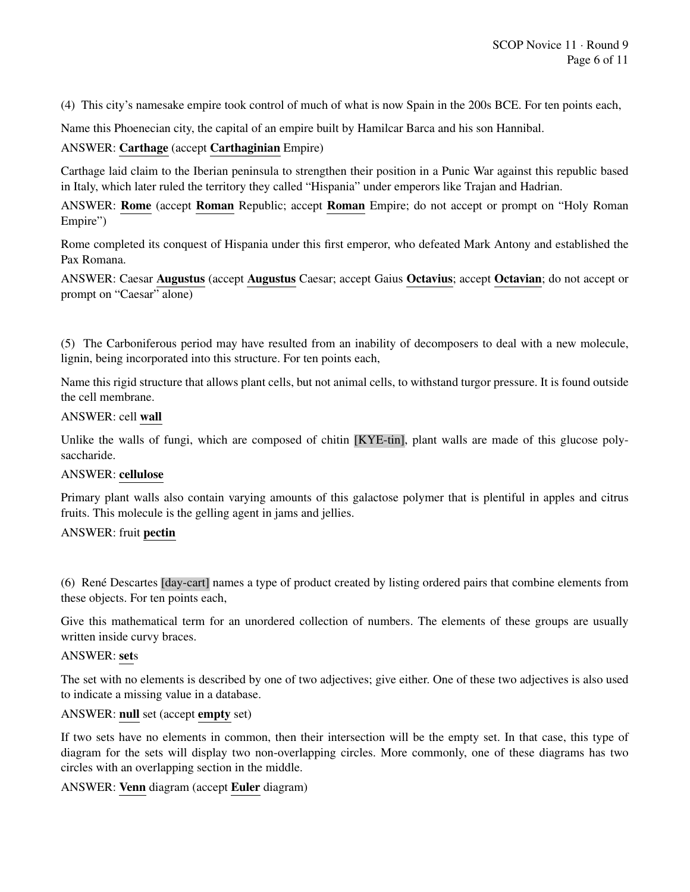(4) This city's namesake empire took control of much of what is now Spain in the 200s BCE. For ten points each,

Name this Phoenecian city, the capital of an empire built by Hamilcar Barca and his son Hannibal.

ANSWER: **Carthage** (accept **Carthaginian** Empire)

Carthage laid claim to the Iberian peninsula to strengthen their position in a Punic War against this republic based in Italy, which later ruled the territory they called "Hispania" under emperors like Trajan and Hadrian.

ANSWER: **Rome** (accept **Roman** Republic; accept **Roman** Empire; do not accept or prompt on "Holy Roman Empire")

Rome completed its conquest of Hispania under this first emperor, who defeated Mark Antony and established the Pax Romana.

ANSWER: Caesar **Augustus** (accept **Augustus** Caesar; accept Gaius **Octavius**; accept **Octavian**; do not accept or prompt on "Caesar" alone)

(5) The Carboniferous period may have resulted from an inability of decomposers to deal with a new molecule, lignin, being incorporated into this structure. For ten points each,

Name this rigid structure that allows plant cells, but not animal cells, to withstand turgor pressure. It is found outside the cell membrane.

ANSWER: cell **wall**

Unlike the walls of fungi, which are composed of chitin [KYE-tin], plant walls are made of this glucose polysaccharide.

ANSWER: **cellulose**

Primary plant walls also contain varying amounts of this galactose polymer that is plentiful in apples and citrus fruits. This molecule is the gelling agent in jams and jellies.

ANSWER: fruit **pectin**

(6) René Descartes [day-cart] names a type of product created by listing ordered pairs that combine elements from these objects. For ten points each,

Give this mathematical term for an unordered collection of numbers. The elements of these groups are usually written inside curvy braces.

ANSWER: **set**s

The set with no elements is described by one of two adjectives; give either. One of these two adjectives is also used to indicate a missing value in a database.

ANSWER: **null** set (accept **empty** set)

If two sets have no elements in common, then their intersection will be the empty set. In that case, this type of diagram for the sets will display two non-overlapping circles. More commonly, one of these diagrams has two circles with an overlapping section in the middle.

ANSWER: **Venn** diagram (accept **Euler** diagram)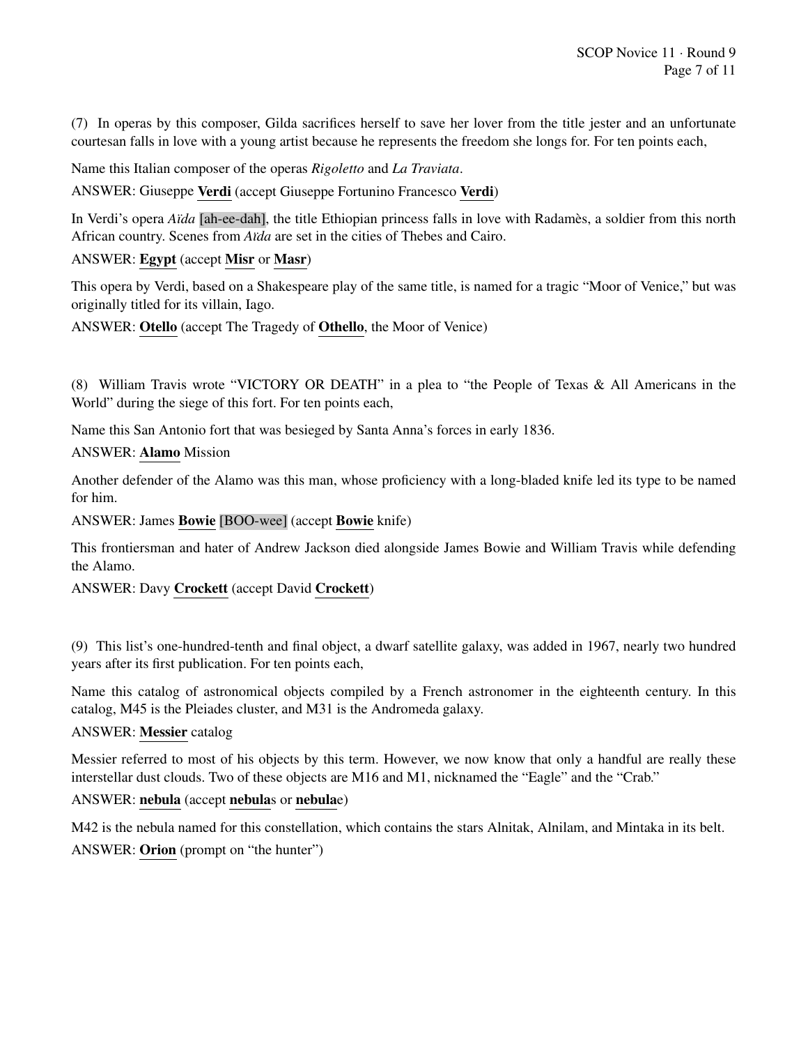(7) In operas by this composer, Gilda sacrifices herself to save her lover from the title jester and an unfortunate courtesan falls in love with a young artist because he represents the freedom she longs for. For ten points each,

Name this Italian composer of the operas *Rigoletto* and *La Traviata*.

ANSWER: Giuseppe **Verdi** (accept Giuseppe Fortunino Francesco **Verdi**)

In Verdi's opera *Aïda* [ah-ee-dah], the title Ethiopian princess falls in love with Radamès, a soldier from this north African country. Scenes from *Aïda* are set in the cities of Thebes and Cairo.

ANSWER: **Egypt** (accept **Misr** or **Masr**)

This opera by Verdi, based on a Shakespeare play of the same title, is named for a tragic "Moor of Venice," but was originally titled for its villain, Iago.

ANSWER: **Otello** (accept The Tragedy of **Othello**, the Moor of Venice)

(8) William Travis wrote "VICTORY OR DEATH" in a plea to "the People of Texas & All Americans in the World" during the siege of this fort. For ten points each,

Name this San Antonio fort that was besieged by Santa Anna's forces in early 1836.

ANSWER: **Alamo** Mission

Another defender of the Alamo was this man, whose proficiency with a long-bladed knife led its type to be named for him.

ANSWER: James **Bowie** [BOO-wee] (accept **Bowie** knife)

This frontiersman and hater of Andrew Jackson died alongside James Bowie and William Travis while defending the Alamo.

ANSWER: Davy **Crockett** (accept David **Crockett**)

(9) This list's one-hundred-tenth and final object, a dwarf satellite galaxy, was added in 1967, nearly two hundred years after its first publication. For ten points each,

Name this catalog of astronomical objects compiled by a French astronomer in the eighteenth century. In this catalog, M45 is the Pleiades cluster, and M31 is the Andromeda galaxy.

ANSWER: **Messier** catalog

Messier referred to most of his objects by this term. However, we now know that only a handful are really these interstellar dust clouds. Two of these objects are M16 and M1, nicknamed the "Eagle" and the "Crab."

ANSWER: **nebula** (accept **nebula**s or **nebula**e)

M42 is the nebula named for this constellation, which contains the stars Alnitak, Alnilam, and Mintaka in its belt.

ANSWER: **Orion** (prompt on "the hunter")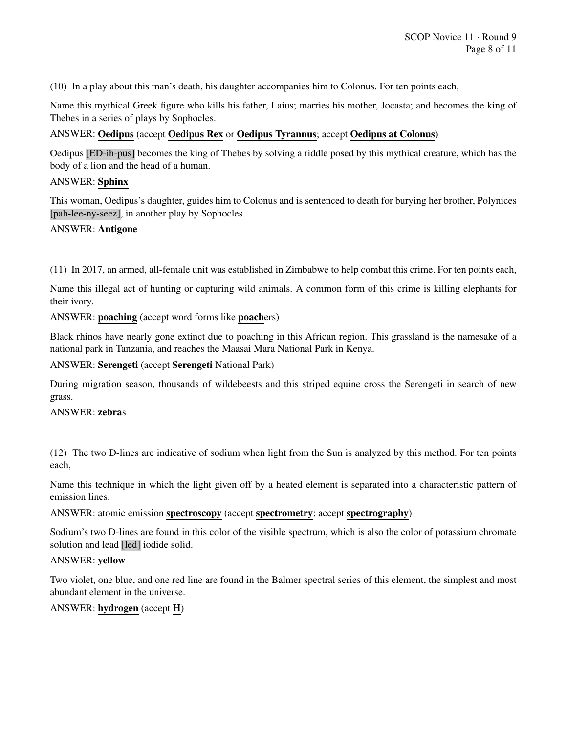(10) In a play about this man's death, his daughter accompanies him to Colonus. For ten points each,

Name this mythical Greek figure who kills his father, Laius; marries his mother, Jocasta; and becomes the king of Thebes in a series of plays by Sophocles.

ANSWER: **Oedipus** (accept **Oedipus Rex** or **Oedipus Tyrannus**; accept **Oedipus at Colonus**)

Oedipus [ED-ih-pus] becomes the king of Thebes by solving a riddle posed by this mythical creature, which has the body of a lion and the head of a human.

ANSWER: **Sphinx**

This woman, Oedipus's daughter, guides him to Colonus and is sentenced to death for burying her brother, Polynices [pah-lee-ny-seez], in another play by Sophocles.

ANSWER: **Antigone**

(11) In 2017, an armed, all-female unit was established in Zimbabwe to help combat this crime. For ten points each,

Name this illegal act of hunting or capturing wild animals. A common form of this crime is killing elephants for their ivory.

ANSWER: **poaching** (accept word forms like **poach**ers)

Black rhinos have nearly gone extinct due to poaching in this African region. This grassland is the namesake of a national park in Tanzania, and reaches the Maasai Mara National Park in Kenya.

ANSWER: **Serengeti** (accept **Serengeti** National Park)

During migration season, thousands of wildebeests and this striped equine cross the Serengeti in search of new grass.

ANSWER: **zebra**s

(12) The two D-lines are indicative of sodium when light from the Sun is analyzed by this method. For ten points each,

Name this technique in which the light given off by a heated element is separated into a characteristic pattern of emission lines.

ANSWER: atomic emission **spectroscopy** (accept **spectrometry**; accept **spectrography**)

Sodium's two D-lines are found in this color of the visible spectrum, which is also the color of potassium chromate solution and lead [led] iodide solid.

ANSWER: **yellow**

Two violet, one blue, and one red line are found in the Balmer spectral series of this element, the simplest and most abundant element in the universe.

ANSWER: **hydrogen** (accept **H**)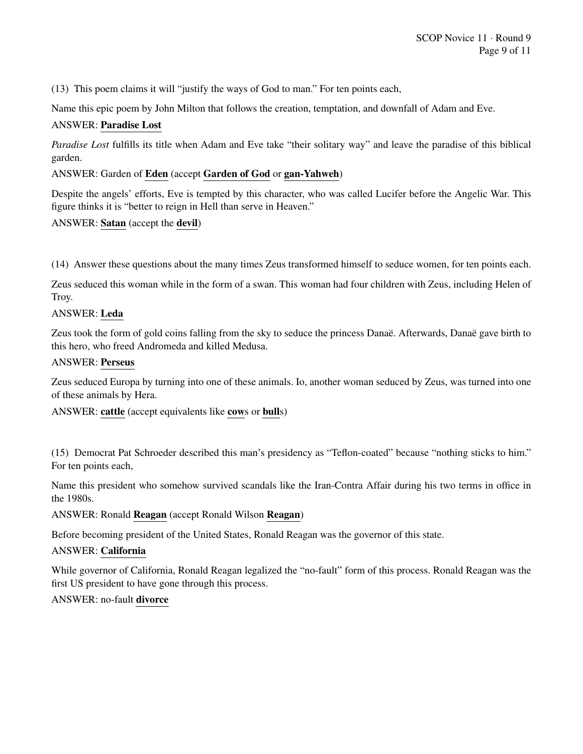(13) This poem claims it will "justify the ways of God to man." For ten points each,

Name this epic poem by John Milton that follows the creation, temptation, and downfall of Adam and Eve.

ANSWER: **Paradise Lost**

*Paradise Lost* fulfills its title when Adam and Eve take "their solitary way" and leave the paradise of this biblical garden.

ANSWER: Garden of **Eden** (accept **Garden of God** or **gan-Yahweh**)

Despite the angels' efforts, Eve is tempted by this character, who was called Lucifer before the Angelic War. This figure thinks it is "better to reign in Hell than serve in Heaven."

ANSWER: **Satan** (accept the **devil**)

(14) Answer these questions about the many times Zeus transformed himself to seduce women, for ten points each.

Zeus seduced this woman while in the form of a swan. This woman had four children with Zeus, including Helen of Troy.

ANSWER: **Leda**

Zeus took the form of gold coins falling from the sky to seduce the princess Danaë. Afterwards, Danaë gave birth to this hero, who freed Andromeda and killed Medusa.

ANSWER: **Perseus**

Zeus seduced Europa by turning into one of these animals. Io, another woman seduced by Zeus, was turned into one of these animals by Hera.

ANSWER: **cattle** (accept equivalents like **cow**s or **bull**s)

(15) Democrat Pat Schroeder described this man's presidency as "Teflon-coated" because "nothing sticks to him." For ten points each,

Name this president who somehow survived scandals like the Iran-Contra Affair during his two terms in office in the 1980s.

ANSWER: Ronald **Reagan** (accept Ronald Wilson **Reagan**)

Before becoming president of the United States, Ronald Reagan was the governor of this state.

ANSWER: **California**

While governor of California, Ronald Reagan legalized the "no-fault" form of this process. Ronald Reagan was the first US president to have gone through this process.

ANSWER: no-fault **divorce**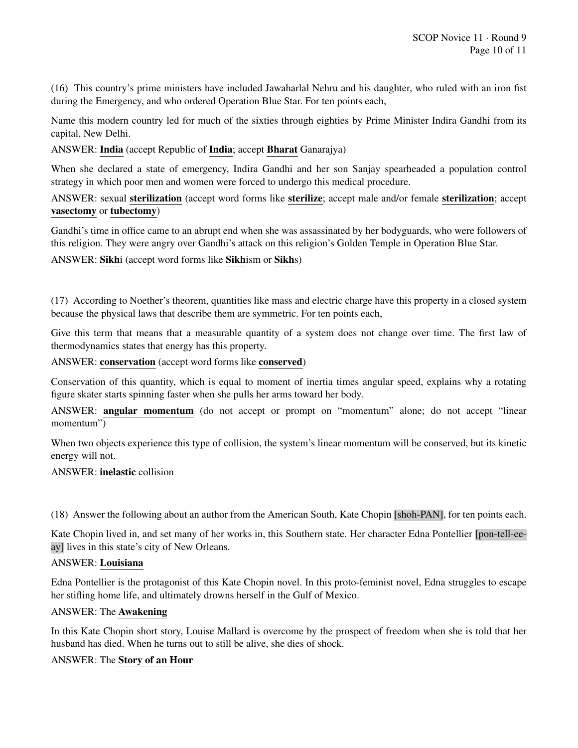(16) This country's prime ministers have included Jawaharlal Nehru and his daughter, who ruled with an iron fist during the Emergency, and who ordered Operation Blue Star. For ten points each,

Name this modern country led for much of the sixties through eighties by Prime Minister Indira Gandhi from its capital, New Delhi.

ANSWER: **India** (accept Republic of **India**; accept **Bharat** Ganarajya)

When she declared a state of emergency, Indira Gandhi and her son Sanjay spearheaded a population control strategy in which poor men and women were forced to undergo this medical procedure.

ANSWER: sexual **sterilization** (accept word forms like **sterilize**; accept male and/or female **sterilization**; accept **vasectomy** or **tubectomy**)

Gandhi's time in office came to an abrupt end when she was assassinated by her bodyguards, who were followers of this religion. They were angry over Gandhi's attack on this religion's Golden Temple in Operation Blue Star.

ANSWER: **Sikh**i (accept word forms like **Sikh**ism or **Sikh**s)

(17) According to Noether's theorem, quantities like mass and electric charge have this property in a closed system because the physical laws that describe them are symmetric. For ten points each,

Give this term that means that a measurable quantity of a system does not change over time. The first law of thermodynamics states that energy has this property.

ANSWER: **conservation** (accept word forms like **conserved**)

Conservation of this quantity, which is equal to moment of inertia times angular speed, explains why a rotating figure skater starts spinning faster when she pulls her arms toward her body.

ANSWER: **angular momentum** (do not accept or prompt on "momentum" alone; do not accept "linear momentum")

When two objects experience this type of collision, the system's linear momentum will be conserved, but its kinetic energy will not.

ANSWER: **inelastic** collision

(18) Answer the following about an author from the American South, Kate Chopin [shoh-PAN], for ten points each.

Kate Chopin lived in, and set many of her works in, this Southern state. Her character Edna Pontellier [pon-tell-ee-ay] lives in this state's city of New Orleans.

ANSWER: **Louisiana**

Edna Pontellier is the protagonist of this Kate Chopin novel. In this proto-feminist novel, Edna struggles to escape her stifling home life, and ultimately drowns herself in the Gulf of Mexico.

ANSWER: The **Awakening**

In this Kate Chopin short story, Louise Mallard is overcome by the prospect of freedom when she is told that her husband has died. When he turns out to still be alive, she dies of shock.

ANSWER: The **Story of an Hour**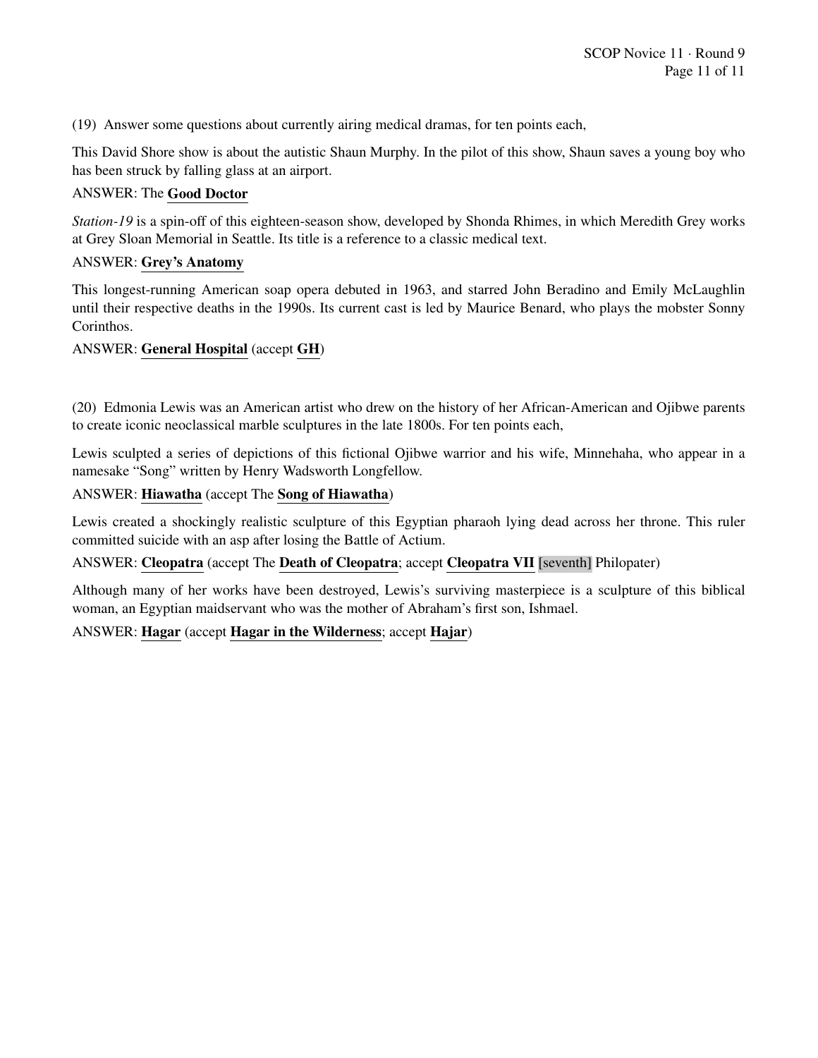(19) Answer some questions about currently airing medical dramas, for ten points each,

This David Shore show is about the autistic Shaun Murphy. In the pilot of this show, Shaun saves a young boy who has been struck by falling glass at an airport.

ANSWER: The **Good Doctor**

*Station-19* is a spin-off of this eighteen-season show, developed by Shonda Rhimes, in which Meredith Grey works at Grey Sloan Memorial in Seattle. Its title is a reference to a classic medical text.

ANSWER: **Grey's Anatomy**

This longest-running American soap opera debuted in 1963, and starred John Beradino and Emily McLaughlin until their respective deaths in the 1990s. Its current cast is led by Maurice Benard, who plays the mobster Sonny Corinthos.

ANSWER: **General Hospital** (accept **GH**)

(20) Edmonia Lewis was an American artist who drew on the history of her African-American and Ojibwe parents to create iconic neoclassical marble sculptures in the late 1800s. For ten points each,

Lewis sculpted a series of depictions of this fictional Ojibwe warrior and his wife, Minnehaha, who appear in a namesake "Song" written by Henry Wadsworth Longfellow.

ANSWER: **Hiawatha** (accept The **Song of Hiawatha**)

Lewis created a shockingly realistic sculpture of this Egyptian pharaoh lying dead across her throne. This ruler committed suicide with an asp after losing the Battle of Actium.

ANSWER: **Cleopatra** (accept The **Death of Cleopatra**; accept **Cleopatra VII** [seventh] Philopater)

Although many of her works have been destroyed, Lewis's surviving masterpiece is a sculpture of this biblical woman, an Egyptian maidservant who was the mother of Abraham's first son, Ishmael.

ANSWER: **Hagar** (accept **Hagar in the Wilderness**; accept **Hajar**)